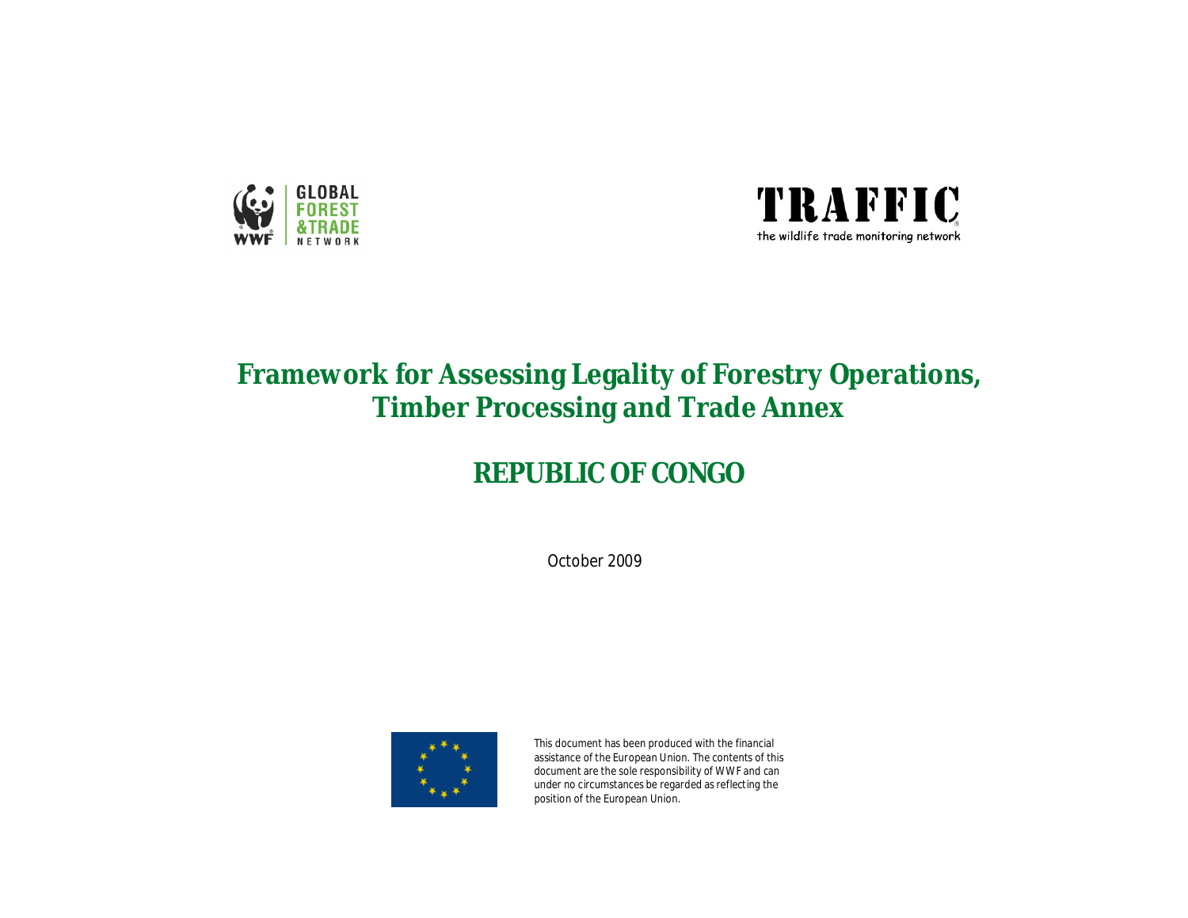GLOBAL FOREST & TRADE NETWORK

TRAFFIC

the wildlife trade monitoring network

# Framework for Assessing Legality of Forestry Operations, Timber Processing and Trade Annex

# REPUBLIC OF CONGO

October 2009

This document has been produced with the financial assistance of the European Union. The contents of this document are the sole responsibility of WWF and can under no circumstances be regarded as reflecting the position of the European Union.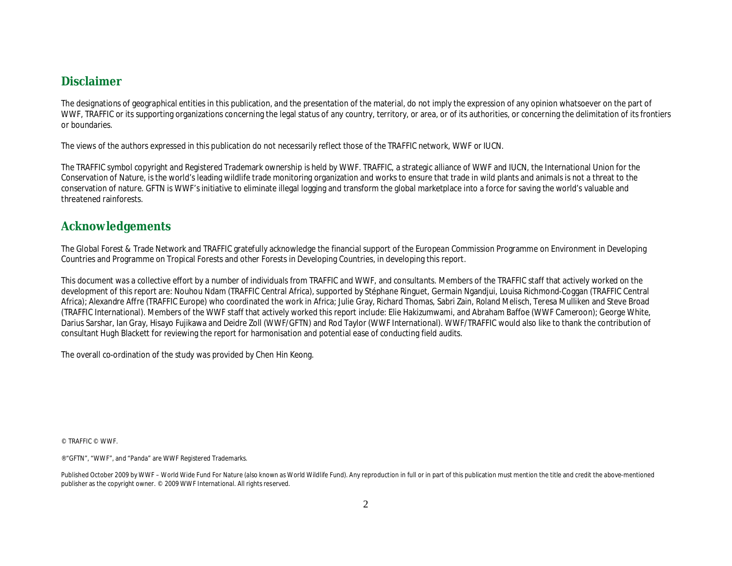## Disclaimer

The designations of geographical entities in this publication, and the presentation of the material, do not imply the expression of any opinion whatsoever on the part of WWF, TRAFFIC or its supporting organizations concerning the legal status of any country, territory, or area, or of its authorities, or concerning the delimitation of its frontiers or boundaries.

The views of the authors expressed in this publication do not necessarily reflect those of the TRAFFIC network, WWF or IUCN.

The TRAFFIC symbol copyright and Registered Trademark ownership is held by WWF. TRAFFIC, a strategic alliance of WWF and IUCN, the International Union for the Conservation of Nature, is the world's leading wildlife trade monitoring organization and works to ensure that trade in wild plants and animals is not a threat to the conservation of nature. GFTN is WWF's initiative to eliminate illegal logging and transform the global marketplace into a force for saving the world's valuable and threatened rainforests.

## Acknowledgements

The Global Forest & Trade Network and TRAFFIC gratefully acknowledge the financial support of the European Commission Programme on Environment in Developing Countries and Programme on Tropical Forests and other Forests in Developing Countries, in developing this report.

This document was a collective effort by a number of individuals from TRAFFIC and WWF, and consultants. Members of the TRAFFIC staff that actively worked on the development of this report are: Nouhou Ndam (TRAFFIC Central Africa), supported by Stéphane Ringuet, Germain Ngandjui, Louisa Richmond-Coggan (TRAFFIC Central Africa); Alexandre Affre (TRAFFIC Europe) who coordinated the work in Africa; Julie Gray, Richard Thomas, Sabri Zain, Roland Melisch, Teresa Mulliken and Steve Broad (TRAFFIC International). Members of the WWF staff that actively worked this report include: Elie Hakizumwami, and Abraham Baffoe (WWF Cameroon); George White, Darius Sarshar, Ian Gray, Hisayo Fujikawa and Deidre Zoll (WWF/GFTN) and Rod Taylor (WWF International). WWF/TRAFFIC would also like to thank the contribution of consultant Hugh Blackett for reviewing the report for harmonisation and potential ease of conducting field audits.

The overall co-ordination of the study was provided by Chen Hin Keong.

© TRAFFIC © WWF.

®"GFTN", "WWF", and "Panda" are WWF Registered Trademarks.

Published October 2009 by WWF – World Wide Fund For Nature (also known as World Wildlife Fund). Any reproduction in full or in part of this publication must mention the title and credit the above-mentioned publisher as the copyright owner. © 2009 WWF International. All rights reserved.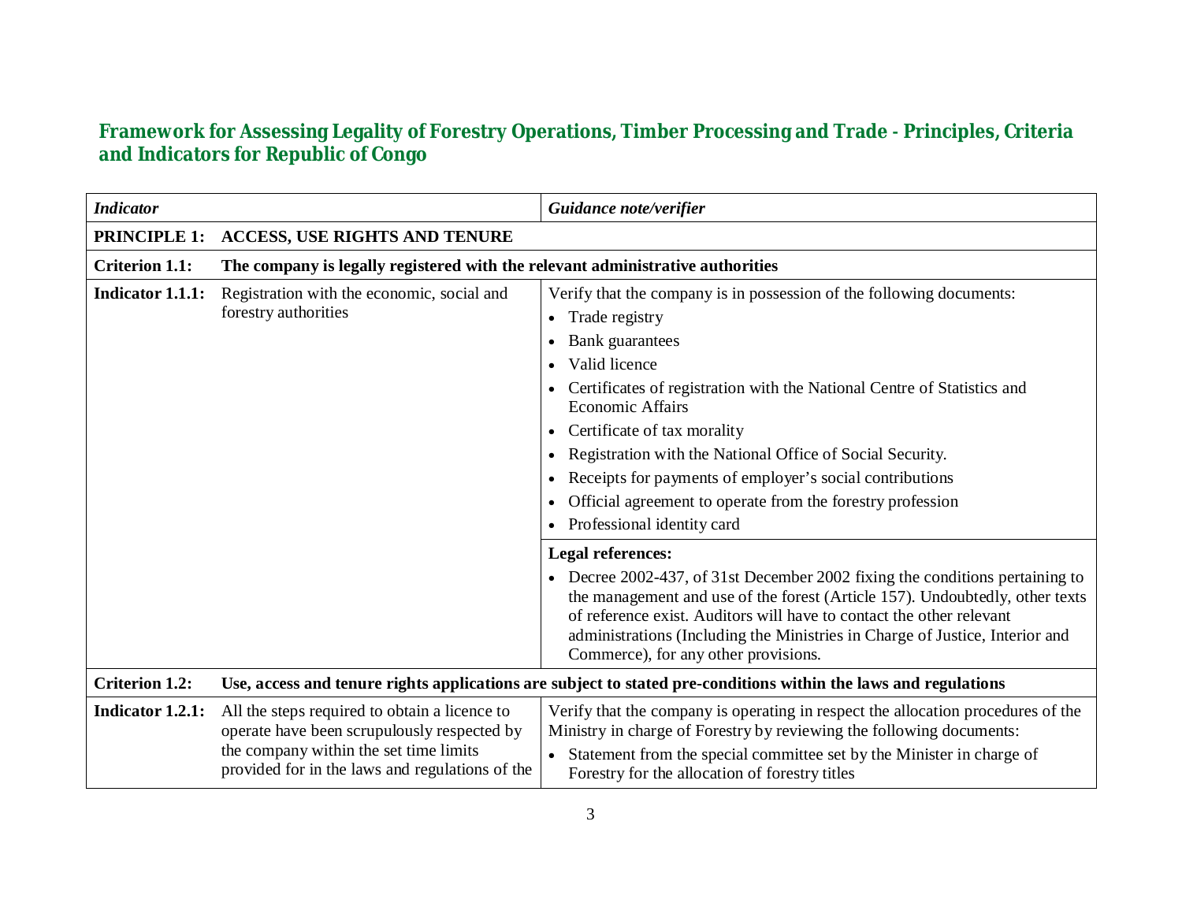## Framework for Assessing Legality of Forestry Operations, Timber Processing and Trade - Principles, Criteria and Indicators for Republic of Congo

| *Indicator* | | *Guidance note/verifier* |
|---|---|---|
| **PRINCIPLE 1:** | **ACCESS, USE RIGHTS AND TENURE** | |
| **Criterion 1.1:** | **The company is legally registered with the relevant administrative authorities** | |
| **Indicator 1.1.1:** | Registration with the economic, social and forestry authorities | Verify that the company is in possession of the following documents:<br>• Trade registry<br>• Bank guarantees<br>• Valid licence<br>• Certificates of registration with the National Centre of Statistics and Economic Affairs<br>• Certificate of tax morality<br>• Registration with the National Office of Social Security.<br>• Receipts for payments of employer's social contributions<br>• Official agreement to operate from the forestry profession<br>• Professional identity card |
| | | **Legal references:**<br>• Decree 2002-437, of 31st December 2002 fixing the conditions pertaining to the management and use of the forest (Article 157). Undoubtedly, other texts of reference exist. Auditors will have to contact the other relevant administrations (Including the Ministries in Charge of Justice, Interior and Commerce), for any other provisions. |
| **Criterion 1.2:** | **Use, access and tenure rights applications are subject to stated pre-conditions within the laws and regulations** | |
| **Indicator 1.2.1:** | All the steps required to obtain a licence to operate have been scrupulously respected by the company within the set time limits provided for in the laws and regulations of the | Verify that the company is operating in respect the allocation procedures of the Ministry in charge of Forestry by reviewing the following documents:<br>• Statement from the special committee set by the Minister in charge of Forestry for the allocation of forestry titles |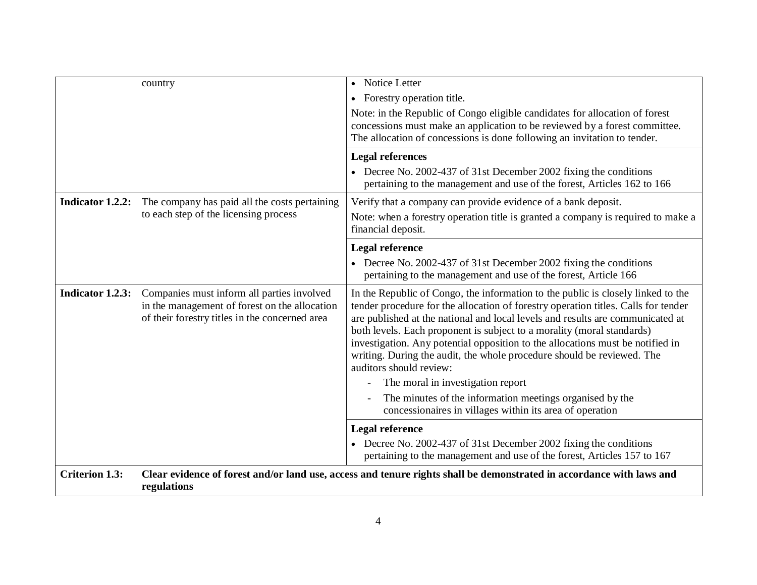| | | |
|---|---|---|
| | country | • Notice Letter<br>• Forestry operation title.<br>Note: in the Republic of Congo eligible candidates for allocation of forest concessions must make an application to be reviewed by a forest committee. The allocation of concessions is done following an invitation to tender. |
| | | **Legal references**<br>• Decree No. 2002-437 of 31st December 2002 fixing the conditions pertaining to the management and use of the forest, Articles 162 to 166 |
| **Indicator 1.2.2:** | The company has paid all the costs pertaining to each step of the licensing process | Verify that a company can provide evidence of a bank deposit.<br>Note: when a forestry operation title is granted a company is required to make a financial deposit. |
| | | **Legal reference**<br>• Decree No. 2002-437 of 31st December 2002 fixing the conditions pertaining to the management and use of the forest, Article 166 |
| **Indicator 1.2.3:** | Companies must inform all parties involved in the management of forest on the allocation of their forestry titles in the concerned area | In the Republic of Congo, the information to the public is closely linked to the tender procedure for the allocation of forestry operation titles. Calls for tender are published at the national and local levels and results are communicated at both levels. Each proponent is subject to a morality (moral standards) investigation. Any potential opposition to the allocations must be notified in writing. During the audit, the whole procedure should be reviewed. The auditors should review:<br>- The moral in investigation report<br>- The minutes of the information meetings organised by the concessionaires in villages within its area of operation |
| | | **Legal reference**<br>• Decree No. 2002-437 of 31st December 2002 fixing the conditions pertaining to the management and use of the forest, Articles 157 to 167 |
| **Criterion 1.3:** | **Clear evidence of forest and/or land use, access and tenure rights shall be demonstrated in accordance with laws and regulations** | |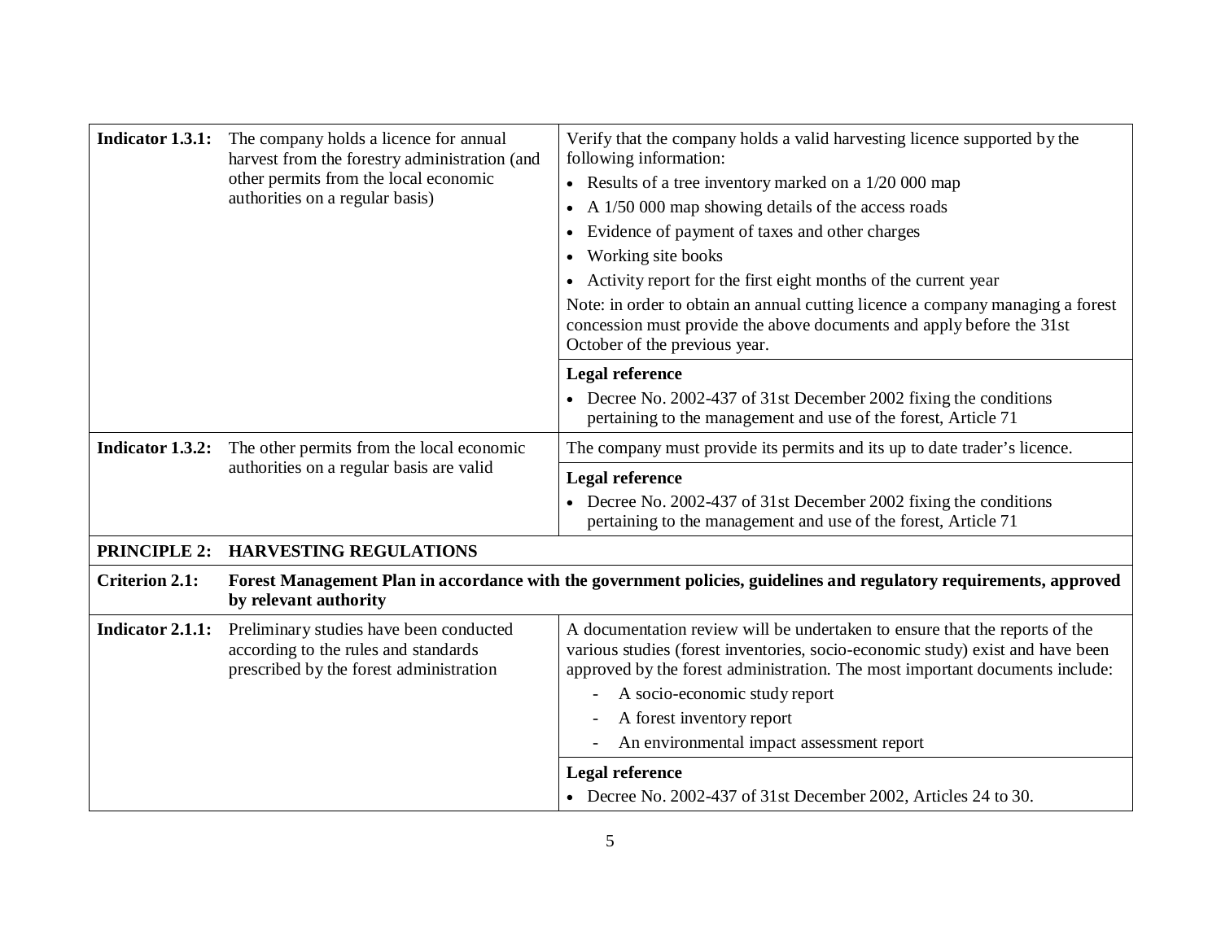| | | |
|---|---|---|
| **Indicator 1.3.1:** | The company holds a licence for annual harvest from the forestry administration (and other permits from the local economic authorities on a regular basis) | Verify that the company holds a valid harvesting licence supported by the following information:<br>• Results of a tree inventory marked on a 1/20 000 map<br>• A 1/50 000 map showing details of the access roads<br>• Evidence of payment of taxes and other charges<br>• Working site books<br>• Activity report for the first eight months of the current year<br>Note: in order to obtain an annual cutting licence a company managing a forest concession must provide the above documents and apply before the 31st October of the previous year. |
| | | **Legal reference**<br>• Decree No. 2002-437 of 31st December 2002 fixing the conditions pertaining to the management and use of the forest, Article 71 |
| **Indicator 1.3.2:** | The other permits from the local economic authorities on a regular basis are valid | The company must provide its permits and its up to date trader's licence. |
| | | **Legal reference**<br>• Decree No. 2002-437 of 31st December 2002 fixing the conditions pertaining to the management and use of the forest, Article 71 |
| **PRINCIPLE 2:** | **HARVESTING REGULATIONS** | |
| **Criterion 2.1:** | **Forest Management Plan in accordance with the government policies, guidelines and regulatory requirements, approved by relevant authority** | |
| **Indicator 2.1.1:** | Preliminary studies have been conducted according to the rules and standards prescribed by the forest administration | A documentation review will be undertaken to ensure that the reports of the various studies (forest inventories, socio-economic study) exist and have been approved by the forest administration. The most important documents include:<br>- A socio-economic study report<br>- A forest inventory report<br>- An environmental impact assessment report |
| | | **Legal reference**<br>• Decree No. 2002-437 of 31st December 2002, Articles 24 to 30. |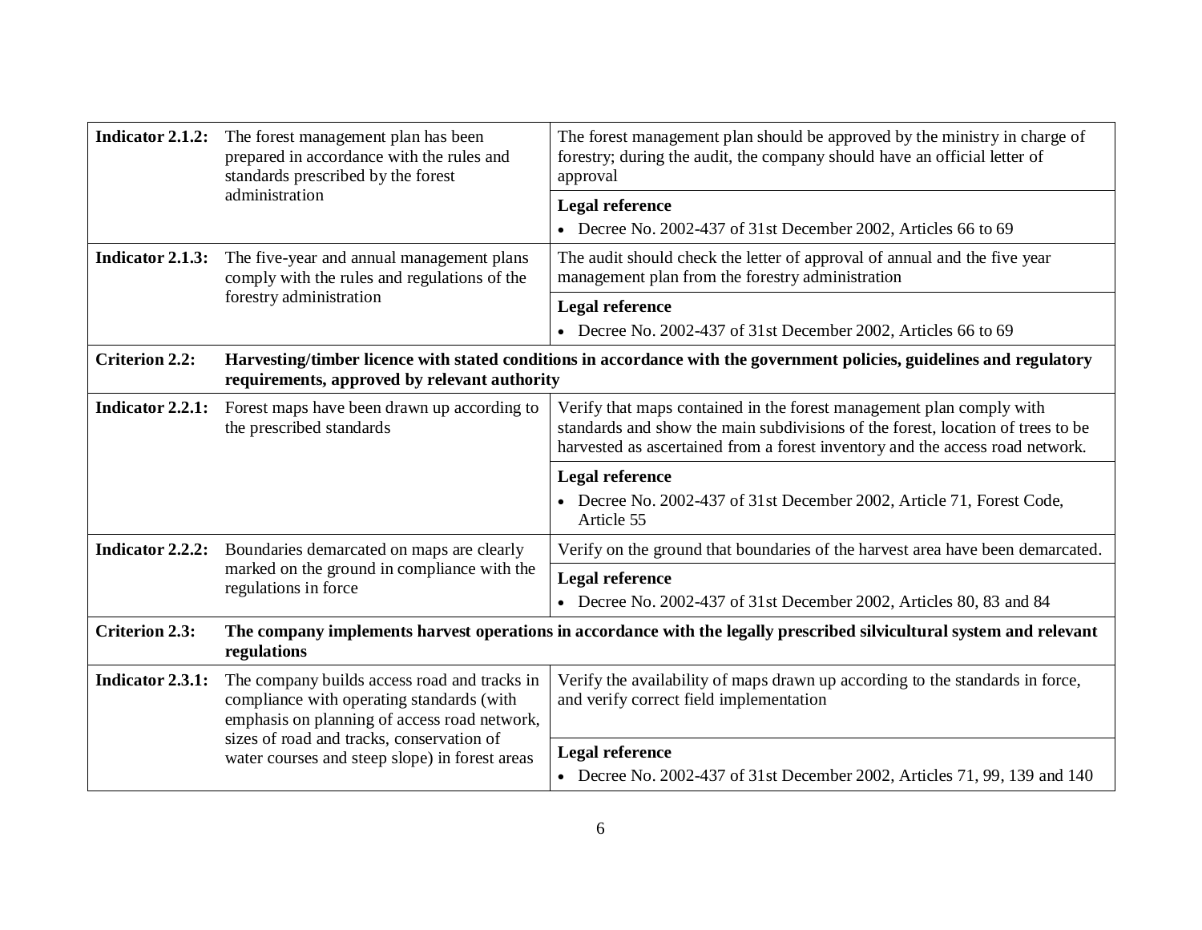| | | |
|---|---|---|
| **Indicator 2.1.2:** | The forest management plan has been prepared in accordance with the rules and standards prescribed by the forest administration | The forest management plan should be approved by the ministry in charge of forestry; during the audit, the company should have an official letter of approval |
| | | **Legal reference**<br>• Decree No. 2002-437 of 31st December 2002, Articles 66 to 69 |
| **Indicator 2.1.3:** | The five-year and annual management plans comply with the rules and regulations of the forestry administration | The audit should check the letter of approval of annual and the five year management plan from the forestry administration |
| | | **Legal reference**<br>• Decree No. 2002-437 of 31st December 2002, Articles 66 to 69 |
| **Criterion 2.2:** | **Harvesting/timber licence with stated conditions in accordance with the government policies, guidelines and regulatory requirements, approved by relevant authority** | |
| **Indicator 2.2.1:** | Forest maps have been drawn up according to the prescribed standards | Verify that maps contained in the forest management plan comply with standards and show the main subdivisions of the forest, location of trees to be harvested as ascertained from a forest inventory and the access road network. |
| | | **Legal reference**<br>• Decree No. 2002-437 of 31st December 2002, Article 71, Forest Code, Article 55 |
| **Indicator 2.2.2:** | Boundaries demarcated on maps are clearly marked on the ground in compliance with the regulations in force | Verify on the ground that boundaries of the harvest area have been demarcated. |
| | | **Legal reference**<br>• Decree No. 2002-437 of 31st December 2002, Articles 80, 83 and 84 |
| **Criterion 2.3:** | **The company implements harvest operations in accordance with the legally prescribed silvicultural system and relevant regulations** | |
| **Indicator 2.3.1:** | The company builds access road and tracks in compliance with operating standards (with emphasis on planning of access road network, sizes of road and tracks, conservation of water courses and steep slope) in forest areas | Verify the availability of maps drawn up according to the standards in force, and verify correct field implementation |
| | | **Legal reference**<br>• Decree No. 2002-437 of 31st December 2002, Articles 71, 99, 139 and 140 |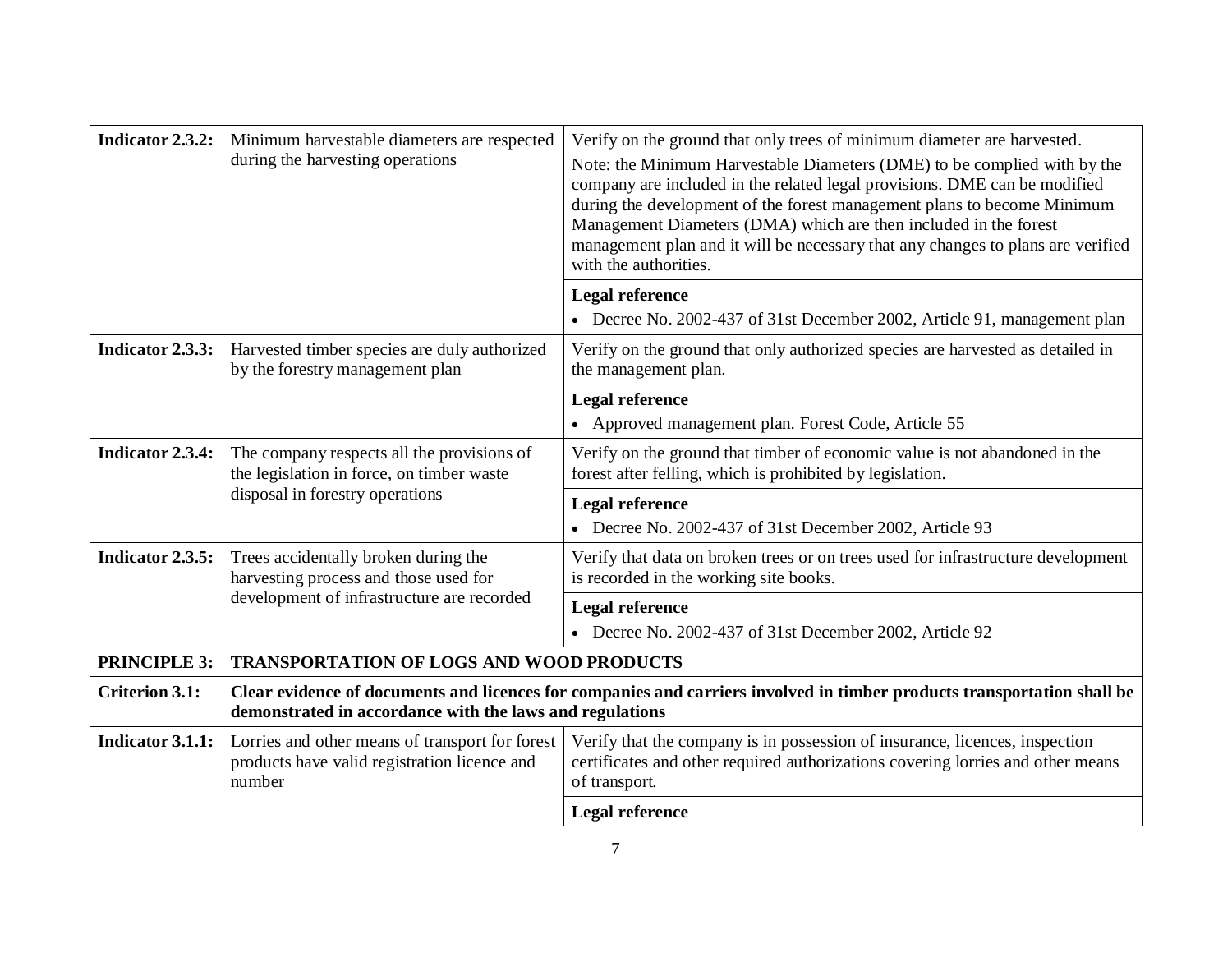| | | |
|---|---|---|
| **Indicator 2.3.2:** | Minimum harvestable diameters are respected during the harvesting operations | Verify on the ground that only trees of minimum diameter are harvested.<br>Note: the Minimum Harvestable Diameters (DME) to be complied with by the company are included in the related legal provisions. DME can be modified during the development of the forest management plans to become Minimum Management Diameters (DMA) which are then included in the forest management plan and it will be necessary that any changes to plans are verified with the authorities. |
| | | **Legal reference**<br>• Decree No. 2002-437 of 31st December 2002, Article 91, management plan |
| **Indicator 2.3.3:** | Harvested timber species are duly authorized by the forestry management plan | Verify on the ground that only authorized species are harvested as detailed in the management plan. |
| | | **Legal reference**<br>• Approved management plan. Forest Code, Article 55 |
| **Indicator 2.3.4:** | The company respects all the provisions of the legislation in force, on timber waste disposal in forestry operations | Verify on the ground that timber of economic value is not abandoned in the forest after felling, which is prohibited by legislation. |
| | | **Legal reference**<br>• Decree No. 2002-437 of 31st December 2002, Article 93 |
| **Indicator 2.3.5:** | Trees accidentally broken during the harvesting process and those used for development of infrastructure are recorded | Verify that data on broken trees or on trees used for infrastructure development is recorded in the working site books. |
| | | **Legal reference**<br>• Decree No. 2002-437 of 31st December 2002, Article 92 |
| **PRINCIPLE 3:** | **TRANSPORTATION OF LOGS AND WOOD PRODUCTS** | |
| **Criterion 3.1:** | **Clear evidence of documents and licences for companies and carriers involved in timber products transportation shall be demonstrated in accordance with the laws and regulations** | |
| **Indicator 3.1.1:** | Lorries and other means of transport for forest products have valid registration licence and number | Verify that the company is in possession of insurance, licences, inspection certificates and other required authorizations covering lorries and other means of transport. |
| | | **Legal reference** |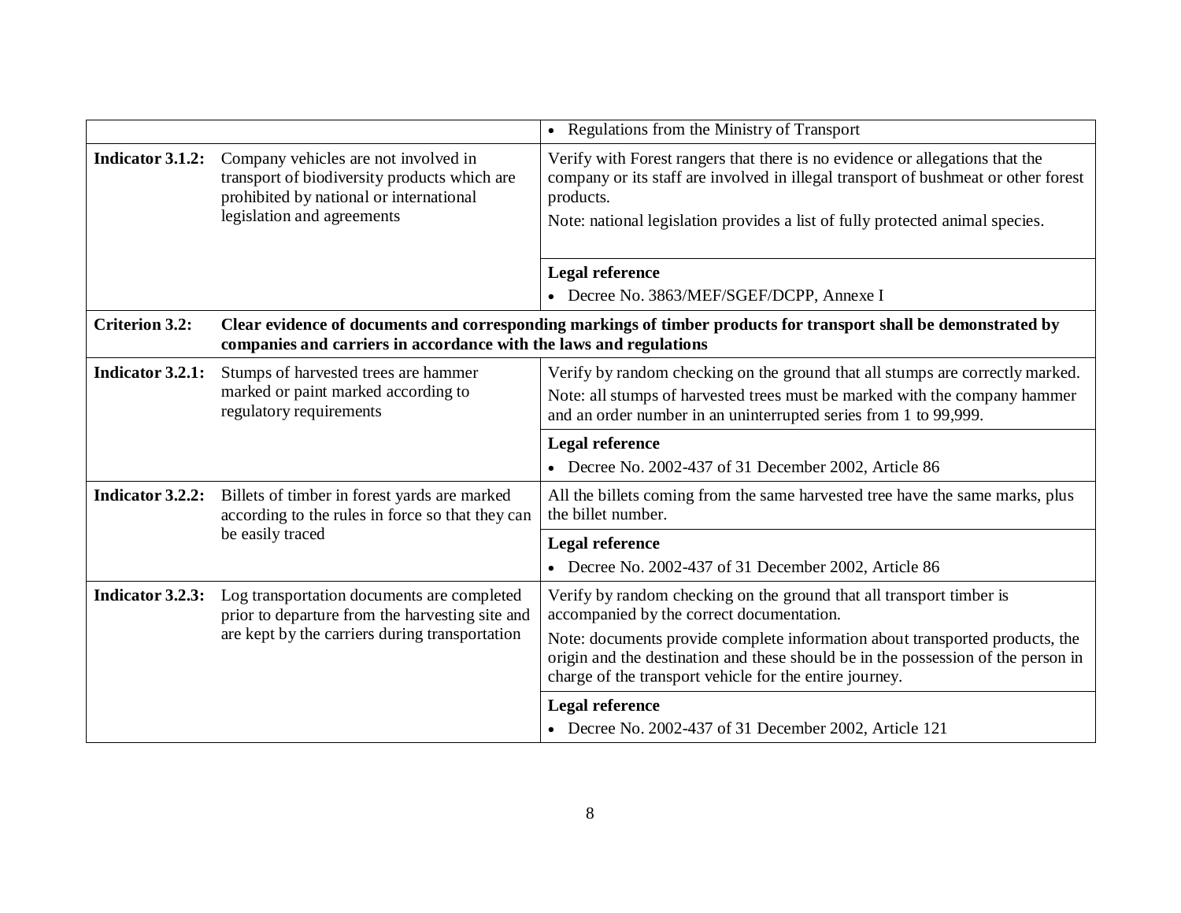| | | |
|---|---|---|
| | | • Regulations from the Ministry of Transport |
| **Indicator 3.1.2:** | Company vehicles are not involved in transport of biodiversity products which are prohibited by national or international legislation and agreements | Verify with Forest rangers that there is no evidence or allegations that the company or its staff are involved in illegal transport of bushmeat or other forest products.<br>Note: national legislation provides a list of fully protected animal species. |
| | | **Legal reference**<br>• Decree No. 3863/MEF/SGEF/DCPP, Annexe I |
| **Criterion 3.2:** | **Clear evidence of documents and corresponding markings of timber products for transport shall be demonstrated by companies and carriers in accordance with the laws and regulations** | |
| **Indicator 3.2.1:** | Stumps of harvested trees are hammer marked or paint marked according to regulatory requirements | Verify by random checking on the ground that all stumps are correctly marked.<br>Note: all stumps of harvested trees must be marked with the company hammer and an order number in an uninterrupted series from 1 to 99,999. |
| | | **Legal reference**<br>• Decree No. 2002-437 of 31 December 2002, Article 86 |
| **Indicator 3.2.2:** | Billets of timber in forest yards are marked according to the rules in force so that they can be easily traced | All the billets coming from the same harvested tree have the same marks, plus the billet number. |
| | | **Legal reference**<br>• Decree No. 2002-437 of 31 December 2002, Article 86 |
| **Indicator 3.2.3:** | Log transportation documents are completed prior to departure from the harvesting site and are kept by the carriers during transportation | Verify by random checking on the ground that all transport timber is accompanied by the correct documentation.<br>Note: documents provide complete information about transported products, the origin and the destination and these should be in the possession of the person in charge of the transport vehicle for the entire journey. |
| | | **Legal reference**<br>• Decree No. 2002-437 of 31 December 2002, Article 121 |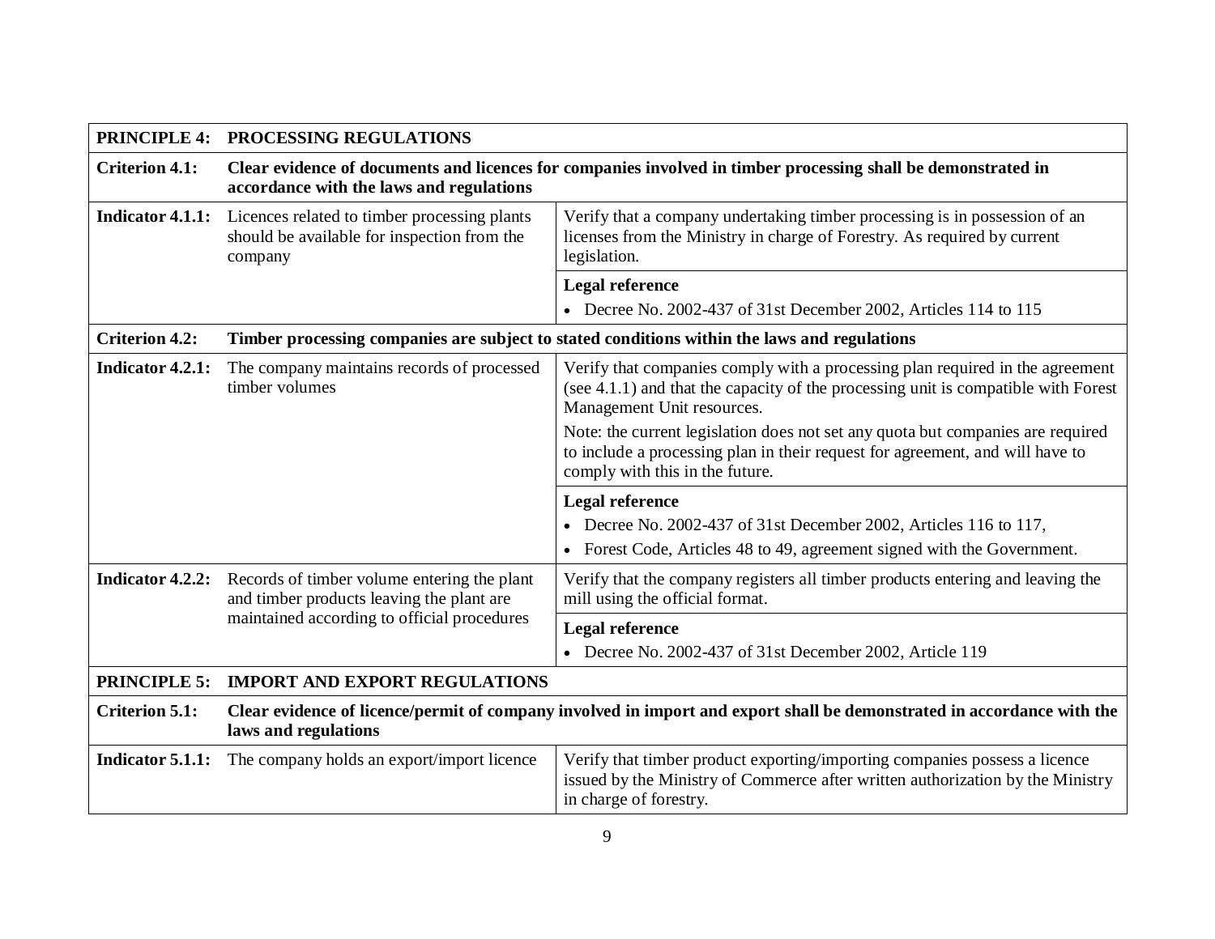| | | |
|---|---|---|
| **PRINCIPLE 4:** | **PROCESSING REGULATIONS** | |
| **Criterion 4.1:** | **Clear evidence of documents and licences for companies involved in timber processing shall be demonstrated in accordance with the laws and regulations** | |
| **Indicator 4.1.1:** | Licences related to timber processing plants should be available for inspection from the company | Verify that a company undertaking timber processing is in possession of an licenses from the Ministry in charge of Forestry. As required by current legislation. |
| | | **Legal reference**<br>• Decree No. 2002-437 of 31st December 2002, Articles 114 to 115 |
| **Criterion 4.2:** | **Timber processing companies are subject to stated conditions within the laws and regulations** | |
| **Indicator 4.2.1:** | The company maintains records of processed timber volumes | Verify that companies comply with a processing plan required in the agreement (see 4.1.1) and that the capacity of the processing unit is compatible with Forest Management Unit resources.<br>Note: the current legislation does not set any quota but companies are required to include a processing plan in their request for agreement, and will have to comply with this in the future. |
| | | **Legal reference**<br>• Decree No. 2002-437 of 31st December 2002, Articles 116 to 117,<br>• Forest Code, Articles 48 to 49, agreement signed with the Government. |
| **Indicator 4.2.2:** | Records of timber volume entering the plant and timber products leaving the plant are maintained according to official procedures | Verify that the company registers all timber products entering and leaving the mill using the official format. |
| | | **Legal reference**<br>• Decree No. 2002-437 of 31st December 2002, Article 119 |
| **PRINCIPLE 5:** | **IMPORT AND EXPORT REGULATIONS** | |
| **Criterion 5.1:** | **Clear evidence of licence/permit of company involved in import and export shall be demonstrated in accordance with the laws and regulations** | |
| **Indicator 5.1.1:** | The company holds an export/import licence | Verify that timber product exporting/importing companies possess a licence issued by the Ministry of Commerce after written authorization by the Ministry in charge of forestry. |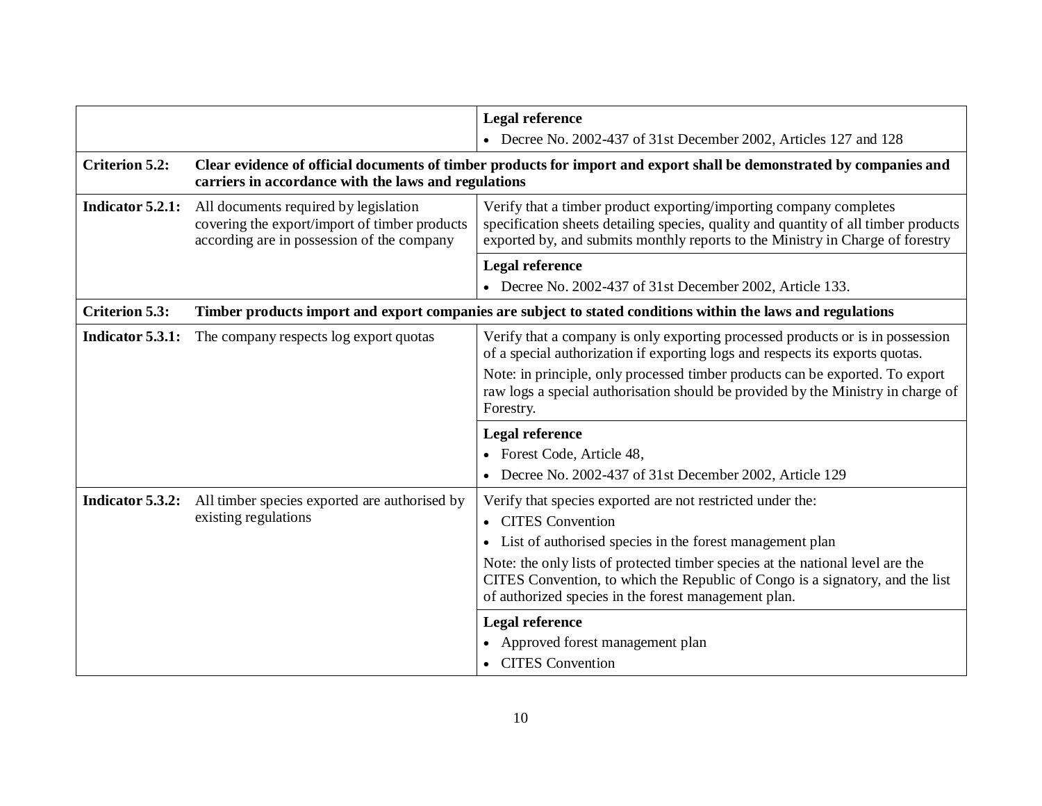| | | |
|---|---|---|
| | | **Legal reference**<br>• Decree No. 2002-437 of 31st December 2002, Articles 127 and 128 |
| **Criterion 5.2:** | **Clear evidence of official documents of timber products for import and export shall be demonstrated by companies and carriers in accordance with the laws and regulations** | |
| **Indicator 5.2.1:** | All documents required by legislation covering the export/import of timber products according are in possession of the company | Verify that a timber product exporting/importing company completes specification sheets detailing species, quality and quantity of all timber products exported by, and submits monthly reports to the Ministry in Charge of forestry |
| | | **Legal reference**<br>• Decree No. 2002-437 of 31st December 2002, Article 133. |
| **Criterion 5.3:** | **Timber products import and export companies are subject to stated conditions within the laws and regulations** | |
| **Indicator 5.3.1:** | The company respects log export quotas | Verify that a company is only exporting processed products or is in possession of a special authorization if exporting logs and respects its exports quotas.<br>Note: in principle, only processed timber products can be exported. To export raw logs a special authorisation should be provided by the Ministry in charge of Forestry. |
| | | **Legal reference**<br>• Forest Code, Article 48,<br>• Decree No. 2002-437 of 31st December 2002, Article 129 |
| **Indicator 5.3.2:** | All timber species exported are authorised by existing regulations | Verify that species exported are not restricted under the:<br>• CITES Convention<br>• List of authorised species in the forest management plan<br>Note: the only lists of protected timber species at the national level are the CITES Convention, to which the Republic of Congo is a signatory, and the list of authorized species in the forest management plan. |
| | | **Legal reference**<br>• Approved forest management plan<br>• CITES Convention |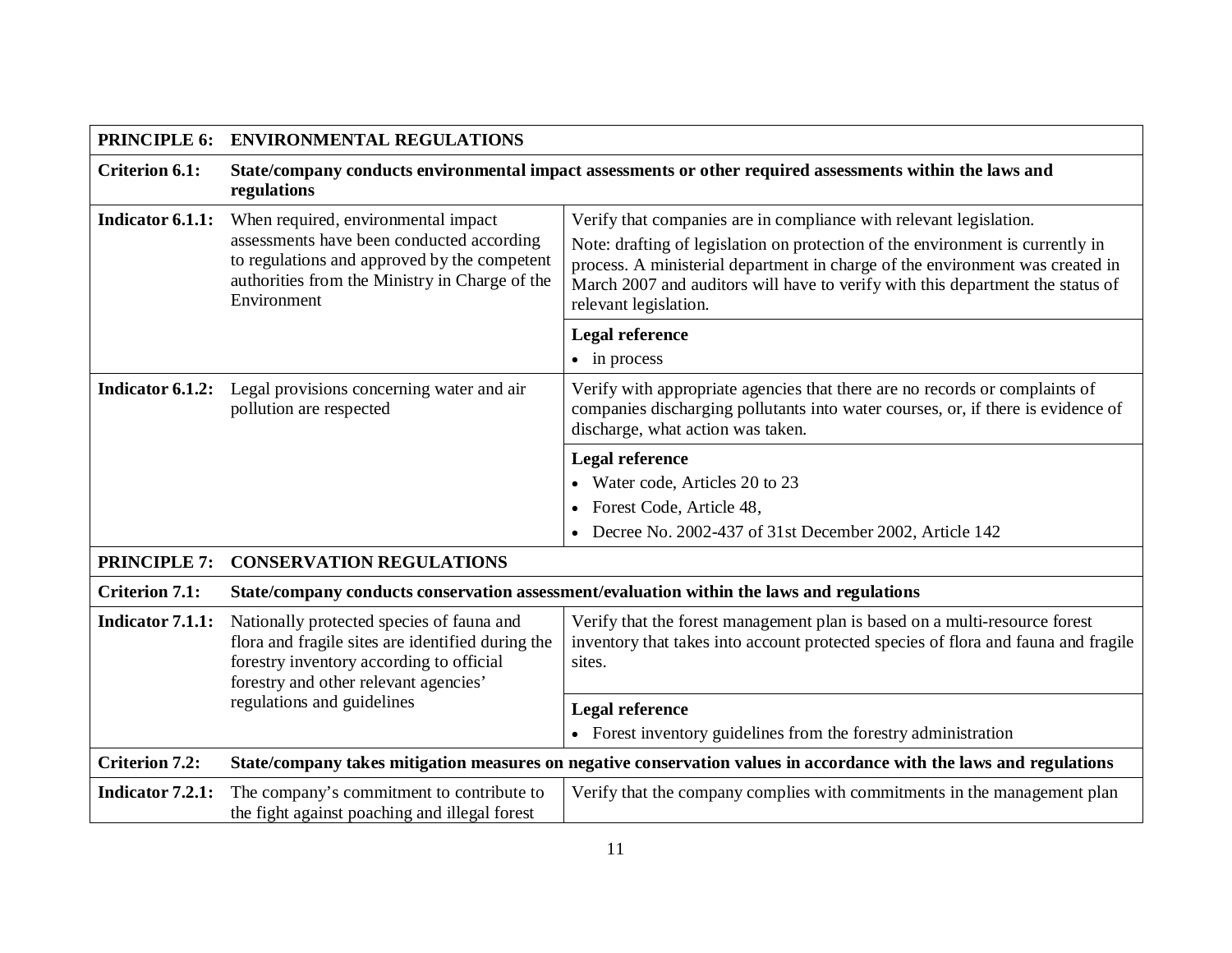| | | |
|---|---|---|
| **PRINCIPLE 6:** | **ENVIRONMENTAL REGULATIONS** | |
| **Criterion 6.1:** | **State/company conducts environmental impact assessments or other required assessments within the laws and regulations** | |
| **Indicator 6.1.1:** | When required, environmental impact assessments have been conducted according to regulations and approved by the competent authorities from the Ministry in Charge of the Environment | Verify that companies are in compliance with relevant legislation.<br>Note: drafting of legislation on protection of the environment is currently in process. A ministerial department in charge of the environment was created in March 2007 and auditors will have to verify with this department the status of relevant legislation. |
| | | **Legal reference**<br>• in process |
| **Indicator 6.1.2:** | Legal provisions concerning water and air pollution are respected | Verify with appropriate agencies that there are no records or complaints of companies discharging pollutants into water courses, or, if there is evidence of discharge, what action was taken. |
| | | **Legal reference**<br>• Water code, Articles 20 to 23<br>• Forest Code, Article 48,<br>• Decree No. 2002-437 of 31st December 2002, Article 142 |
| **PRINCIPLE 7:** | **CONSERVATION REGULATIONS** | |
| **Criterion 7.1:** | **State/company conducts conservation assessment/evaluation within the laws and regulations** | |
| **Indicator 7.1.1:** | Nationally protected species of fauna and flora and fragile sites are identified during the forestry inventory according to official forestry and other relevant agencies' regulations and guidelines | Verify that the forest management plan is based on a multi-resource forest inventory that takes into account protected species of flora and fauna and fragile sites. |
| | | **Legal reference**<br>• Forest inventory guidelines from the forestry administration |
| **Criterion 7.2:** | **State/company takes mitigation measures on negative conservation values in accordance with the laws and regulations** | |
| **Indicator 7.2.1:** | The company's commitment to contribute to the fight against poaching and illegal forest | Verify that the company complies with commitments in the management plan |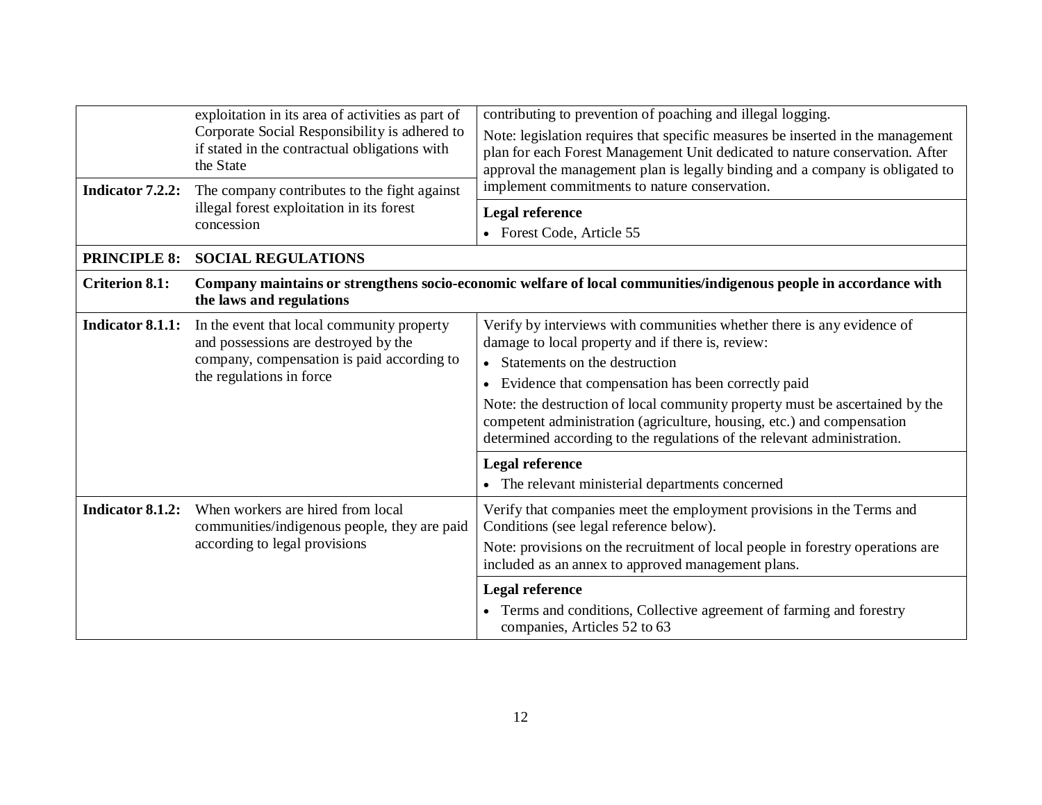| | | |
|---|---|---|
| | exploitation in its area of activities as part of Corporate Social Responsibility is adhered to if stated in the contractual obligations with the State | contributing to prevention of poaching and illegal logging.<br>Note: legislation requires that specific measures be inserted in the management plan for each Forest Management Unit dedicated to nature conservation. After approval the management plan is legally binding and a company is obligated to implement commitments to nature conservation. |
| **Indicator 7.2.2:** | The company contributes to the fight against illegal forest exploitation in its forest concession | **Legal reference**<br>• Forest Code, Article 55 |
| **PRINCIPLE 8:** | **SOCIAL REGULATIONS** | |
| **Criterion 8.1:** | **Company maintains or strengthens socio-economic welfare of local communities/indigenous people in accordance with the laws and regulations** | |
| **Indicator 8.1.1:** | In the event that local community property and possessions are destroyed by the company, compensation is paid according to the regulations in force | Verify by interviews with communities whether there is any evidence of damage to local property and if there is, review:<br>• Statements on the destruction<br>• Evidence that compensation has been correctly paid<br>Note: the destruction of local community property must be ascertained by the competent administration (agriculture, housing, etc.) and compensation determined according to the regulations of the relevant administration. |
| | | **Legal reference**<br>• The relevant ministerial departments concerned |
| **Indicator 8.1.2:** | When workers are hired from local communities/indigenous people, they are paid according to legal provisions | Verify that companies meet the employment provisions in the Terms and Conditions (see legal reference below).<br>Note: provisions on the recruitment of local people in forestry operations are included as an annex to approved management plans. |
| | | **Legal reference**<br>• Terms and conditions, Collective agreement of farming and forestry companies, Articles 52 to 63 |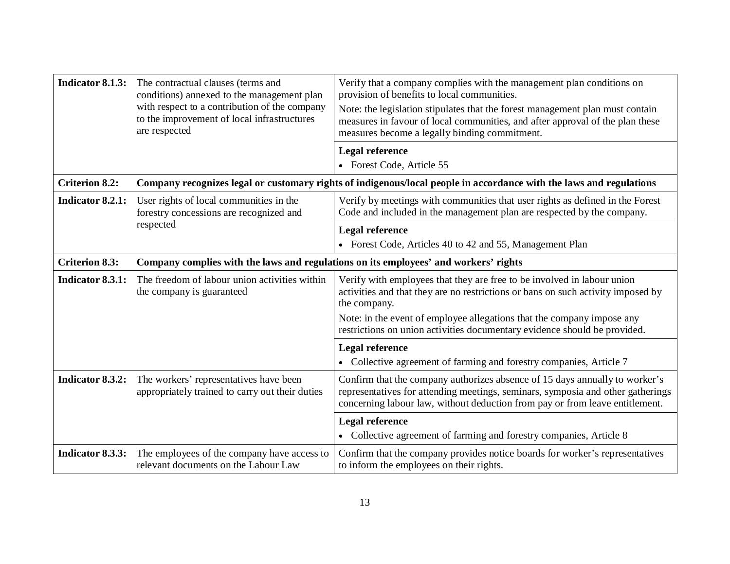| | | |
|---|---|---|
| **Indicator 8.1.3:** | The contractual clauses (terms and conditions) annexed to the management plan with respect to a contribution of the company to the improvement of local infrastructures are respected | Verify that a company complies with the management plan conditions on provision of benefits to local communities.<br>Note: the legislation stipulates that the forest management plan must contain measures in favour of local communities, and after approval of the plan these measures become a legally binding commitment. |
| | | **Legal reference**<br>• Forest Code, Article 55 |
| **Criterion 8.2:** | **Company recognizes legal or customary rights of indigenous/local people in accordance with the laws and regulations** | |
| **Indicator 8.2.1:** | User rights of local communities in the forestry concessions are recognized and respected | Verify by meetings with communities that user rights as defined in the Forest Code and included in the management plan are respected by the company. |
| | | **Legal reference**<br>• Forest Code, Articles 40 to 42 and 55, Management Plan |
| **Criterion 8.3:** | **Company complies with the laws and regulations on its employees' and workers' rights** | |
| **Indicator 8.3.1:** | The freedom of labour union activities within the company is guaranteed | Verify with employees that they are free to be involved in labour union activities and that they are no restrictions or bans on such activity imposed by the company.<br>Note: in the event of employee allegations that the company impose any restrictions on union activities documentary evidence should be provided. |
| | | **Legal reference**<br>• Collective agreement of farming and forestry companies, Article 7 |
| **Indicator 8.3.2:** | The workers' representatives have been appropriately trained to carry out their duties | Confirm that the company authorizes absence of 15 days annually to worker's representatives for attending meetings, seminars, symposia and other gatherings concerning labour law, without deduction from pay or from leave entitlement. |
| | | **Legal reference**<br>• Collective agreement of farming and forestry companies, Article 8 |
| **Indicator 8.3.3:** | The employees of the company have access to relevant documents on the Labour Law | Confirm that the company provides notice boards for worker's representatives to inform the employees on their rights. |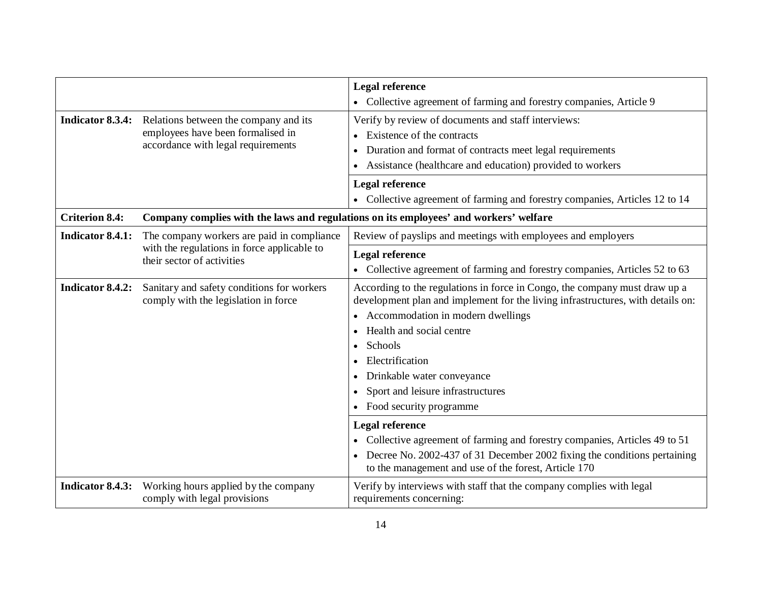| | | |
|---|---|---|
| | | **Legal reference**<br>• Collective agreement of farming and forestry companies, Article 9 |
| **Indicator 8.3.4:** | Relations between the company and its employees have been formalised in accordance with legal requirements | Verify by review of documents and staff interviews:<br>• Existence of the contracts<br>• Duration and format of contracts meet legal requirements<br>• Assistance (healthcare and education) provided to workers |
| | | **Legal reference**<br>• Collective agreement of farming and forestry companies, Articles 12 to 14 |
| **Criterion 8.4:** | **Company complies with the laws and regulations on its employees' and workers' welfare** | |
| **Indicator 8.4.1:** | The company workers are paid in compliance with the regulations in force applicable to their sector of activities | Review of payslips and meetings with employees and employers |
| | | **Legal reference**<br>• Collective agreement of farming and forestry companies, Articles 52 to 63 |
| **Indicator 8.4.2:** | Sanitary and safety conditions for workers comply with the legislation in force | According to the regulations in force in Congo, the company must draw up a development plan and implement for the living infrastructures, with details on:<br>• Accommodation in modern dwellings<br>• Health and social centre<br>• Schools<br>• Electrification<br>• Drinkable water conveyance<br>• Sport and leisure infrastructures<br>• Food security programme |
| | | **Legal reference**<br>• Collective agreement of farming and forestry companies, Articles 49 to 51<br>• Decree No. 2002-437 of 31 December 2002 fixing the conditions pertaining to the management and use of the forest, Article 170 |
| **Indicator 8.4.3:** | Working hours applied by the company comply with legal provisions | Verify by interviews with staff that the company complies with legal requirements concerning: |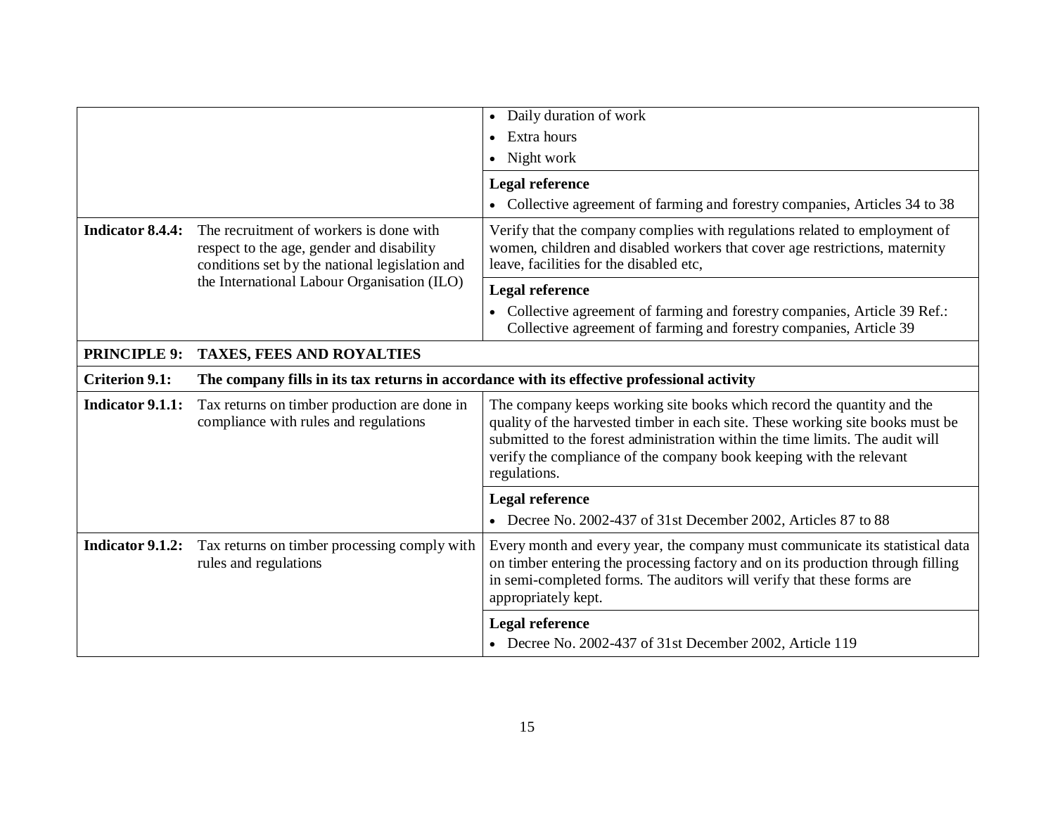| | | |
|---|---|---|
| | | • Daily duration of work<br>• Extra hours<br>• Night work |
| | | **Legal reference**<br>• Collective agreement of farming and forestry companies, Articles 34 to 38 |
| **Indicator 8.4.4:** | The recruitment of workers is done with respect to the age, gender and disability conditions set by the national legislation and the International Labour Organisation (ILO) | Verify that the company complies with regulations related to employment of women, children and disabled workers that cover age restrictions, maternity leave, facilities for the disabled etc, |
| | | **Legal reference**<br>• Collective agreement of farming and forestry companies, Article 39 Ref.: Collective agreement of farming and forestry companies, Article 39 |
| **PRINCIPLE 9:** | **TAXES, FEES AND ROYALTIES** | |
| **Criterion 9.1:** | **The company fills in its tax returns in accordance with its effective professional activity** | |
| **Indicator 9.1.1:** | Tax returns on timber production are done in compliance with rules and regulations | The company keeps working site books which record the quantity and the quality of the harvested timber in each site. These working site books must be submitted to the forest administration within the time limits. The audit will verify the compliance of the company book keeping with the relevant regulations. |
| | | **Legal reference**<br>• Decree No. 2002-437 of 31st December 2002, Articles 87 to 88 |
| **Indicator 9.1.2:** | Tax returns on timber processing comply with rules and regulations | Every month and every year, the company must communicate its statistical data on timber entering the processing factory and on its production through filling in semi-completed forms. The auditors will verify that these forms are appropriately kept. |
| | | **Legal reference**<br>• Decree No. 2002-437 of 31st December 2002, Article 119 |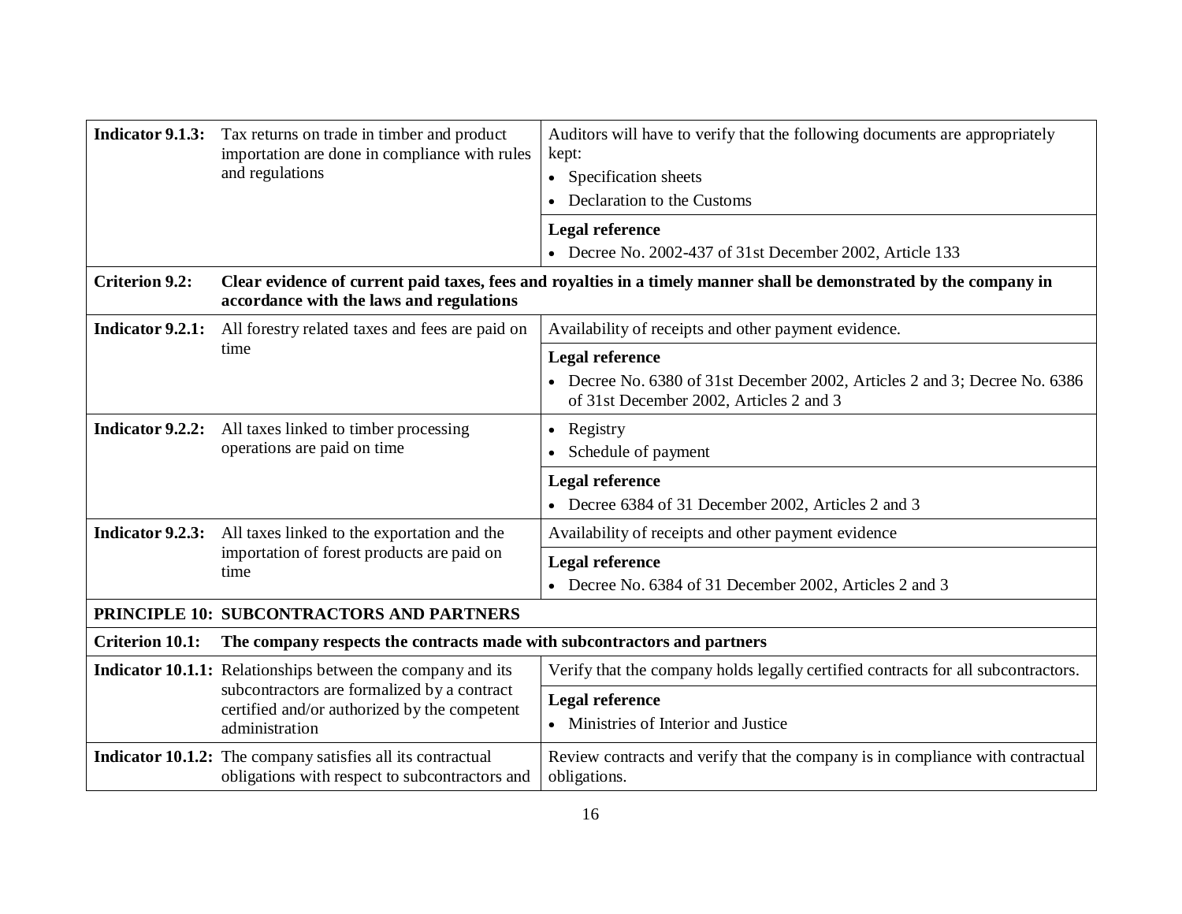| | | |
|---|---|---|
| **Indicator 9.1.3:** | Tax returns on trade in timber and product importation are done in compliance with rules and regulations | Auditors will have to verify that the following documents are appropriately kept:<br>• Specification sheets<br>• Declaration to the Customs |
| | | **Legal reference**<br>• Decree No. 2002-437 of 31st December 2002, Article 133 |
| **Criterion 9.2:** | **Clear evidence of current paid taxes, fees and royalties in a timely manner shall be demonstrated by the company in accordance with the laws and regulations** | |
| **Indicator 9.2.1:** | All forestry related taxes and fees are paid on time | Availability of receipts and other payment evidence. |
| | | **Legal reference**<br>• Decree No. 6380 of 31st December 2002, Articles 2 and 3; Decree No. 6386 of 31st December 2002, Articles 2 and 3 |
| **Indicator 9.2.2:** | All taxes linked to timber processing operations are paid on time | • Registry<br>• Schedule of payment |
| | | **Legal reference**<br>• Decree 6384 of 31 December 2002, Articles 2 and 3 |
| **Indicator 9.2.3:** | All taxes linked to the exportation and the importation of forest products are paid on time | Availability of receipts and other payment evidence |
| | | **Legal reference**<br>• Decree No. 6384 of 31 December 2002, Articles 2 and 3 |
| **PRINCIPLE 10:** | **SUBCONTRACTORS AND PARTNERS** | |
| **Criterion 10.1:** | **The company respects the contracts made with subcontractors and partners** | |
| **Indicator 10.1.1:** | Relationships between the company and its subcontractors are formalized by a contract certified and/or authorized by the competent administration | Verify that the company holds legally certified contracts for all subcontractors. |
| | | **Legal reference**<br>• Ministries of Interior and Justice |
| **Indicator 10.1.2:** | The company satisfies all its contractual obligations with respect to subcontractors and | Review contracts and verify that the company is in compliance with contractual obligations. |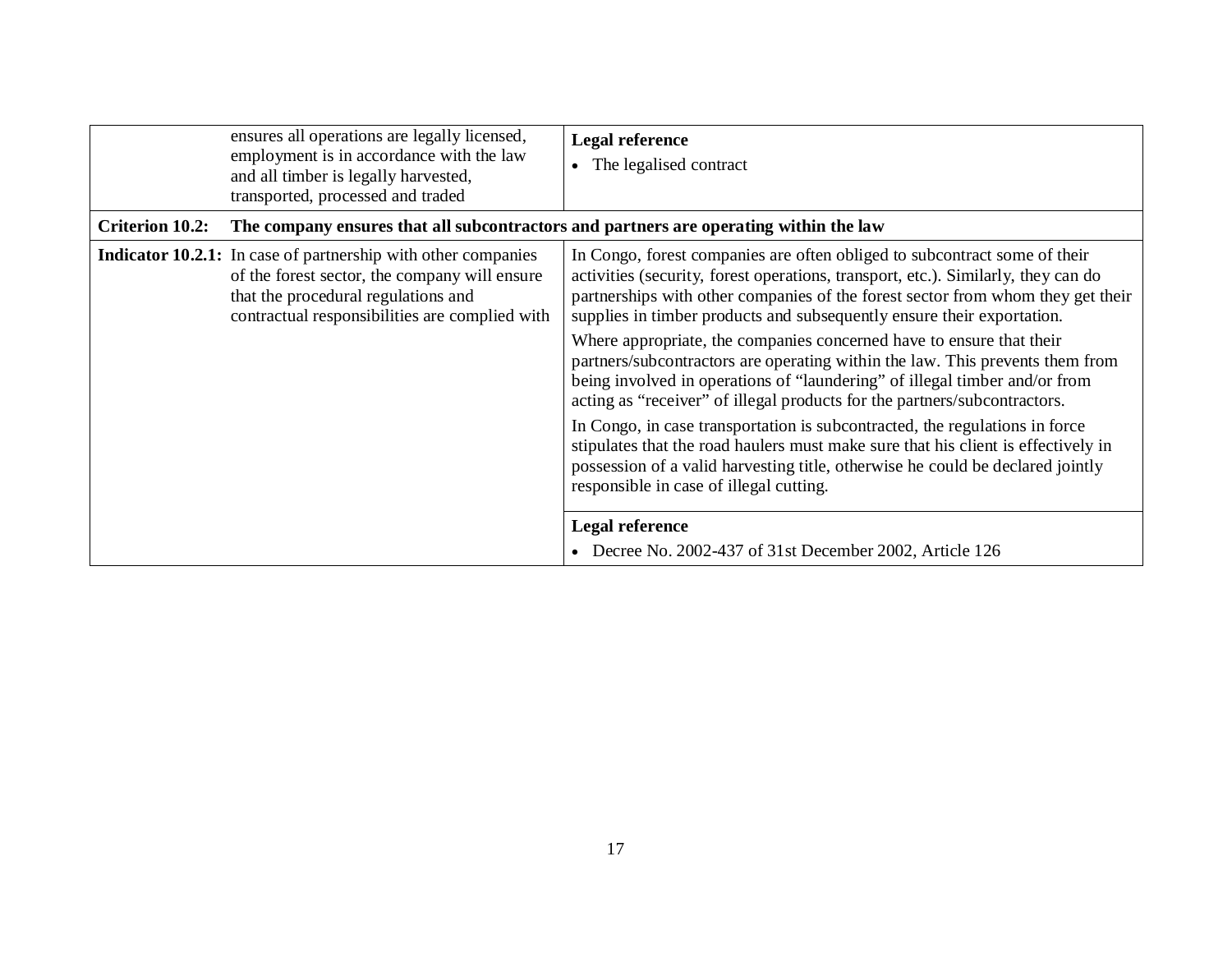| | | |
|---|---|---|
| | ensures all operations are legally licensed, employment is in accordance with the law and all timber is legally harvested, transported, processed and traded | **Legal reference**<br>• The legalised contract |
| **Criterion 10.2:** | **The company ensures that all subcontractors and partners are operating within the law** | |
| **Indicator 10.2.1:** | In case of partnership with other companies of the forest sector, the company will ensure that the procedural regulations and contractual responsibilities are complied with | In Congo, forest companies are often obliged to subcontract some of their activities (security, forest operations, transport, etc.). Similarly, they can do partnerships with other companies of the forest sector from whom they get their supplies in timber products and subsequently ensure their exportation.<br>Where appropriate, the companies concerned have to ensure that their partners/subcontractors are operating within the law. This prevents them from being involved in operations of "laundering" of illegal timber and/or from acting as "receiver" of illegal products for the partners/subcontractors.<br>In Congo, in case transportation is subcontracted, the regulations in force stipulates that the road haulers must make sure that his client is effectively in possession of a valid harvesting title, otherwise he could be declared jointly responsible in case of illegal cutting. |
| | | **Legal reference**<br>• Decree No. 2002-437 of 31st December 2002, Article 126 |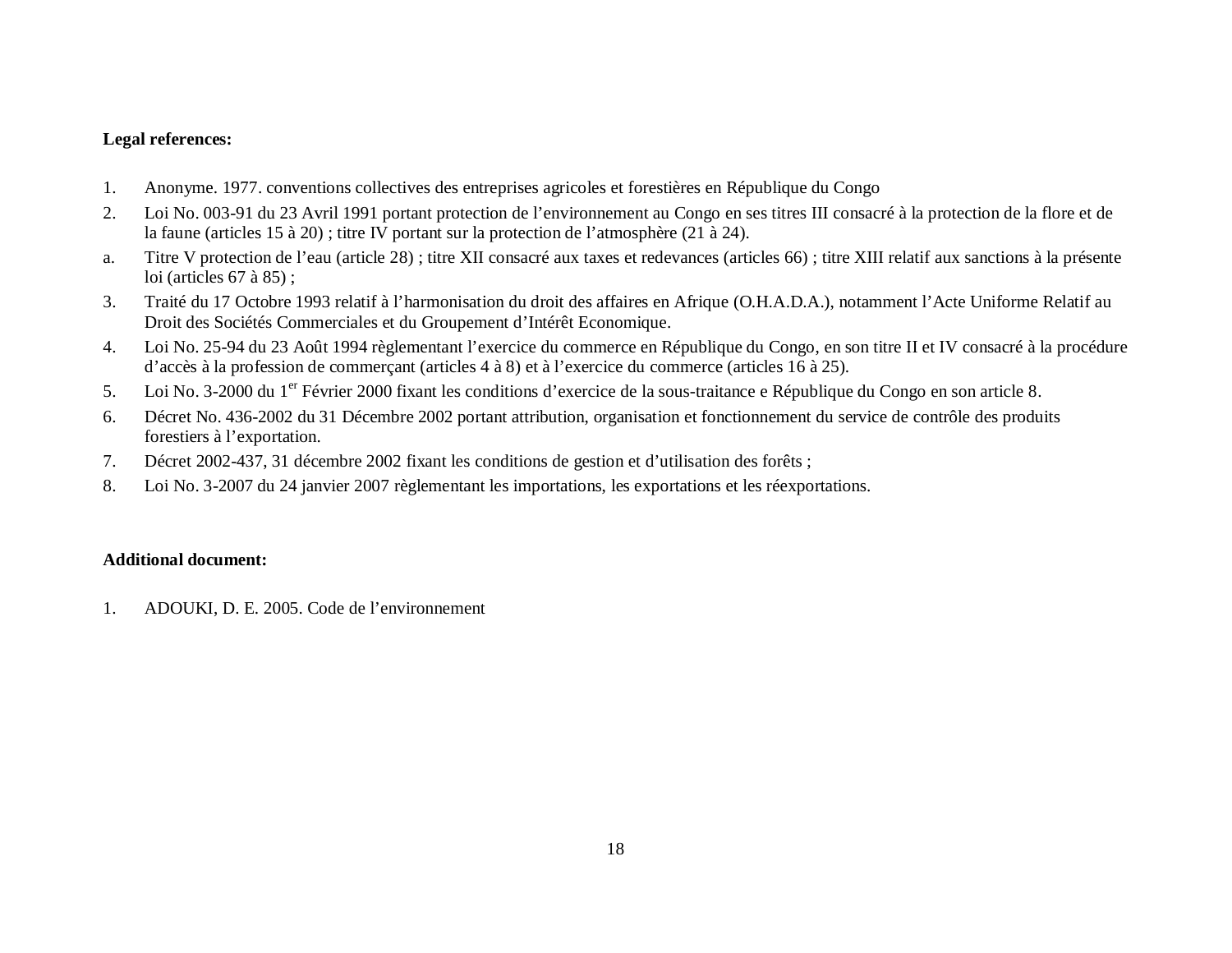**Legal references:**

1. Anonyme. 1977. conventions collectives des entreprises agricoles et forestières en République du Congo
2. Loi No. 003-91 du 23 Avril 1991 portant protection de l'environnement au Congo en ses titres III consacré à la protection de la flore et de la faune (articles 15 à 20) ; titre IV portant sur la protection de l'atmosphère (21 à 24).

a. Titre V protection de l'eau (article 28) ; titre XII consacré aux taxes et redevances (articles 66) ; titre XIII relatif aux sanctions à la présente loi (articles 67 à 85) ;

3. Traité du 17 Octobre 1993 relatif à l'harmonisation du droit des affaires en Afrique (O.H.A.D.A.), notamment l'Acte Uniforme Relatif au Droit des Sociétés Commerciales et du Groupement d'Intérêt Economique.
4. Loi No. 25-94 du 23 Août 1994 règlementant l'exercice du commerce en République du Congo, en son titre II et IV consacré à la procédure d'accès à la profession de commerçant (articles 4 à 8) et à l'exercice du commerce (articles 16 à 25).
5. Loi No. 3-2000 du 1er Février 2000 fixant les conditions d'exercice de la sous-traitance e République du Congo en son article 8.
6. Décret No. 436-2002 du 31 Décembre 2002 portant attribution, organisation et fonctionnement du service de contrôle des produits forestiers à l'exportation.
7. Décret 2002-437, 31 décembre 2002 fixant les conditions de gestion et d'utilisation des forêts ;
8. Loi No. 3-2007 du 24 janvier 2007 règlementant les importations, les exportations et les réexportations.

**Additional document:**

1. ADOUKI, D. E. 2005. Code de l'environnement